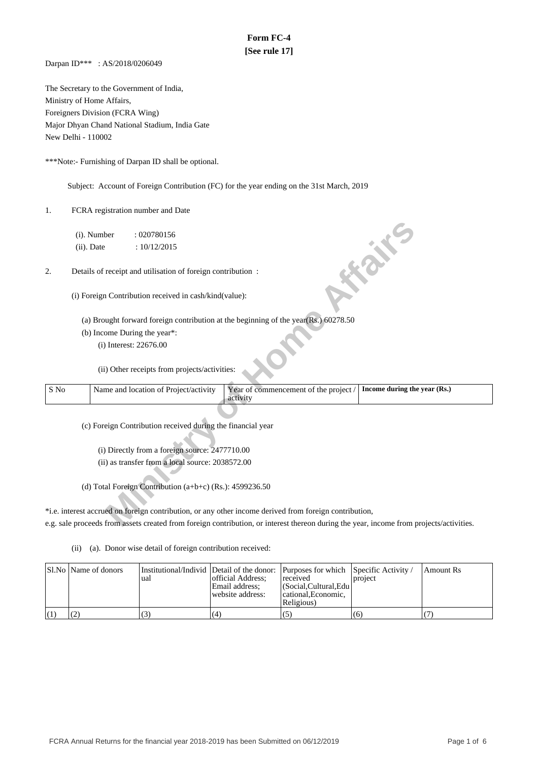# Form FC-4

**[See rule 17]**

Darpan ID*** : AS/2018/0206049

The Secretary to the Government of India,
Ministry of Home Affairs,
Foreigners Division (FCRA Wing)
Major Dhyan Chand National Stadium, India Gate
New Delhi - 110002

***Note:- Furnishing of Darpan ID shall be optional.

Subject: Account of Foreign Contribution (FC) for the year ending on the 31st March, 2019

1. FCRA registration number and Date

   (i). Number : 020780156

   (ii). Date : 10/12/2015

2. Details of receipt and utilisation of foreign contribution :

   (i) Foreign Contribution received in cash/kind(value):

   (a) Brought forward foreign contribution at the beginning of the year(Rs.) 60278.50

   (b) Income During the year*:

   (i) Interest: 22676.00

   (ii) Other receipts from projects/activities:

| S No | Name and location of Project/activity | Year of commencement of the project / activity | **Income during the year (Rs.)** |
|---|---|---|---|

(c) Foreign Contribution received during the financial year

(i) Directly from a foreign source: 2477710.00

(ii) as transfer from a local source: 2038572.00

(d) Total Foreign Contribution (a+b+c) (Rs.): 4599236.50

*i.e. interest accrued on foreign contribution, or any other income derived from foreign contribution, e.g. sale proceeds from assets created from foreign contribution, or interest thereon during the year, income from projects/activities.

(ii) (a). Donor wise detail of foreign contribution received:

| Sl.No | Name of donors | Institutional/Individual | Detail of the donor: official Address; Email address; website address: | Purposes for which received (Social,Cultural,Educational,Economic, Religious) | Specific Activity / project | Amount Rs |
|---|---|---|---|---|---|---|
| (1) | (2) | (3) | (4) | (5) | (6) | (7) |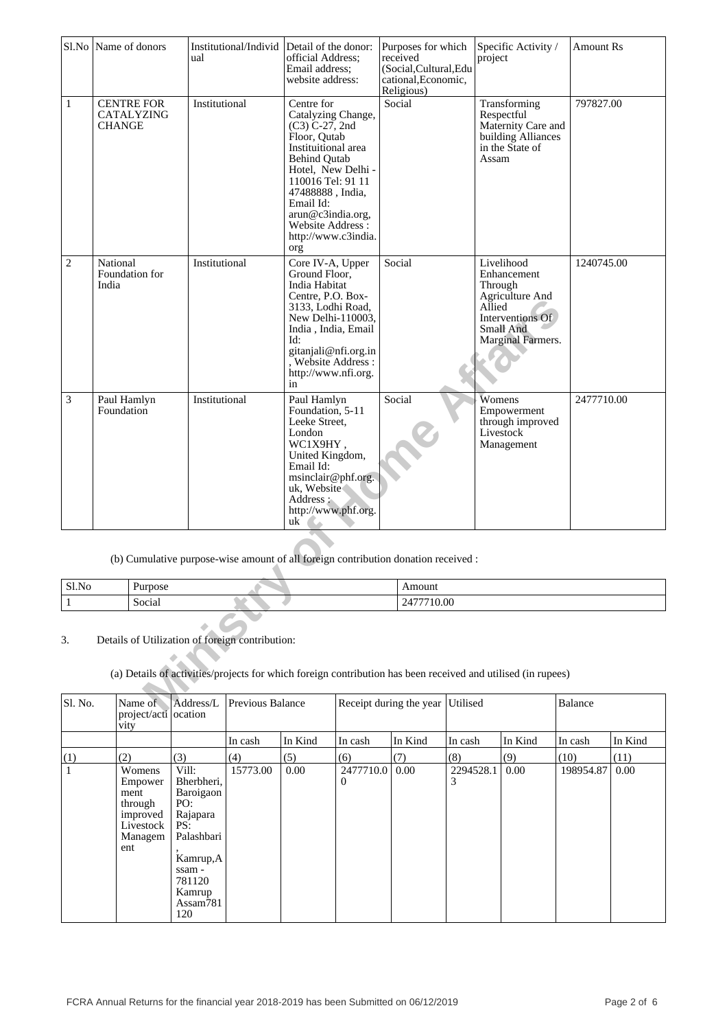| Sl.No | Name of donors | Institutional/Individual | Detail of the donor: official Address; Email address; website address: | Purposes for which received (Social,Cultural,Educational,Economic, Religious) | Specific Activity / project | Amount Rs |
|---|---|---|---|---|---|---|
| 1 | CENTRE FOR CATALYZING CHANGE | Institutional | Centre for Catalyzing Change, (C3) C-27, 2nd Floor, Qutab Instituitional area Behind Qutab Hotel, New Delhi - 110016 Tel: 91 11 47488888 , India, Email Id: arun@c3india.org, Website Address : http://www.c3india.org | Social | Transforming Respectful Maternity Care and building Alliances in the State of Assam | 797827.00 |
| 2 | National Foundation for India | Institutional | Core IV-A, Upper Ground Floor, India Habitat Centre, P.O. Box-3133, Lodhi Road, New Delhi-110003, India , India, Email Id: gitanjali@nfi.org.in , Website Address : http://www.nfi.org.in | Social | Livelihood Enhancement Through Agriculture And Allied Interventions Of Small And Marginal Farmers. | 1240745.00 |
| 3 | Paul Hamlyn Foundation | Institutional | Paul Hamlyn Foundation, 5-11 Leeke Street, London WC1X9HY , United Kingdom, Email Id: msinclair@phf.org.uk, Website Address : http://www.phf.org.uk | Social | Womens Empowerment through improved Livestock Management | 2477710.00 |

(b) Cumulative purpose-wise amount of all foreign contribution donation received :

| Sl.No | Purpose | Amount |
|---|---|---|
| 1 | Social | 2477710.00 |

3. Details of Utilization of foreign contribution:

(a) Details of activities/projects for which foreign contribution has been received and utilised (in rupees)

| Sl. No. | Name of project/activity | Address/Location | Previous Balance | | Receipt during the year | | Utilised | | Balance | |
|---|---|---|---|---|---|---|---|---|---|---|
| | | | In cash | In Kind | In cash | In Kind | In cash | In Kind | In cash | In Kind |
| (1) | (2) | (3) | (4) | (5) | (6) | (7) | (8) | (9) | (10) | (11) |
| 1 | Womens Empowerment through improved Livestock Management | Vill: Bherbheri, Baroigaon PO: Rajapara PS: Palashbari , Kamrup,Assam - 781120 Kamrup Assam781120 | 15773.00 | 0.00 | 2477710.00 | 0.00 | 2294528.13 | 0.00 | 198954.87 | 0.00 |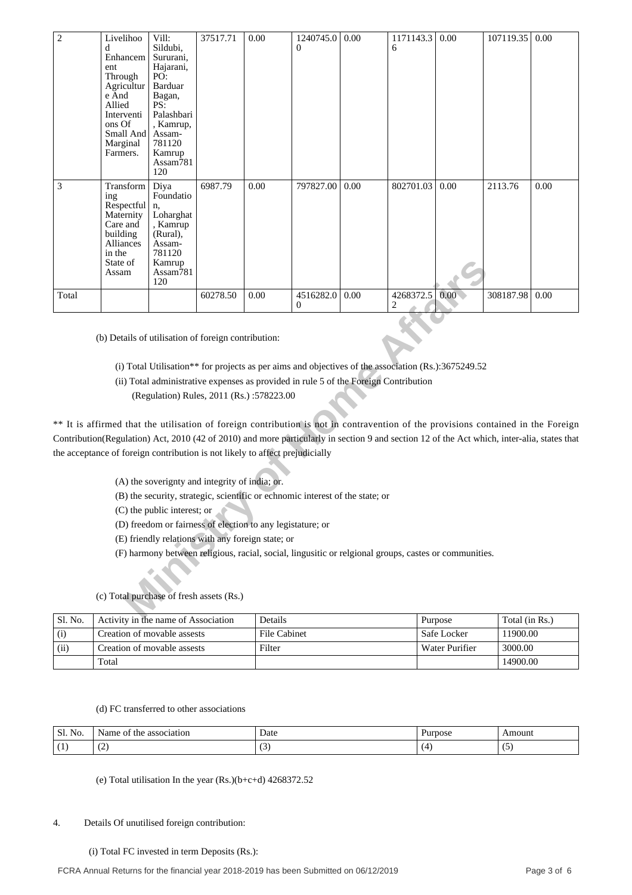| 2 | Livelihood Enhancement Through Agriculture And Allied Interventions Of Small And Marginal Farmers. | Vill: Sildubi, Sururani, Hajarani, PO: Barduar Bagan, PS: Palashbari, Kamrup, Assam-781120 Kamrup Assam781120 | 37517.71 | 0.00 | 1240745.00 | 0.00 | 1171143.36 | 0.00 | 107119.35 | 0.00 |
|---|---|---|---|---|---|---|---|---|---|---|
| 3 | Transforming Respectful Maternity Care and building Alliances in the State of Assam | Diya Foundation, Loharghat, Kamrup (Rural), Assam-781120 Kamrup Assam781120 | 6987.79 | 0.00 | 797827.00 | 0.00 | 802701.03 | 0.00 | 2113.76 | 0.00 |
| Total | | | 60278.50 | 0.00 | 4516282.00 | 0.00 | 4268372.52 | 0.00 | 308187.98 | 0.00 |

(b) Details of utilisation of foreign contribution:

(i) Total Utilisation** for projects as per aims and objectives of the association (Rs.):3675249.52

(ii) Total administrative expenses as provided in rule 5 of the Foreign Contribution (Regulation) Rules, 2011 (Rs.) :578223.00

** It is affirmed that the utilisation of foreign contribution is not in contravention of the provisions contained in the Foreign Contribution(Regulation) Act, 2010 (42 of 2010) and more particularly in section 9 and section 12 of the Act which, inter-alia, states that the acceptance of foreign contribution is not likely to affect prejudicially

(A) the soverignty and integrity of india; or.

(B) the security, strategic, scientific or echnomic interest of the state; or

(C) the public interest; or

(D) freedom or fairness of election to any legistature; or

(E) friendly relations with any foreign state; or

(F) harmony between religious, racial, social, lingusitic or relgional groups, castes or communities.

(c) Total purchase of fresh assets (Rs.)

| Sl. No. | Activity in the name of Association | Details | Purpose | Total (in Rs.) |
|---|---|---|---|---|
| (i) | Creation of movable assests | File Cabinet | Safe Locker | 11900.00 |
| (ii) | Creation of movable assests | Filter | Water Purifier | 3000.00 |
| | Total | | | 14900.00 |

(d) FC transferred to other associations

| Sl. No. | Name of the association | Date | Purpose | Amount |
|---|---|---|---|---|
| (1) | (2) | (3) | (4) | (5) |

(e) Total utilisation In the year (Rs.)(b+c+d) 4268372.52

4. Details Of unutilised foreign contribution:

(i) Total FC invested in term Deposits (Rs.):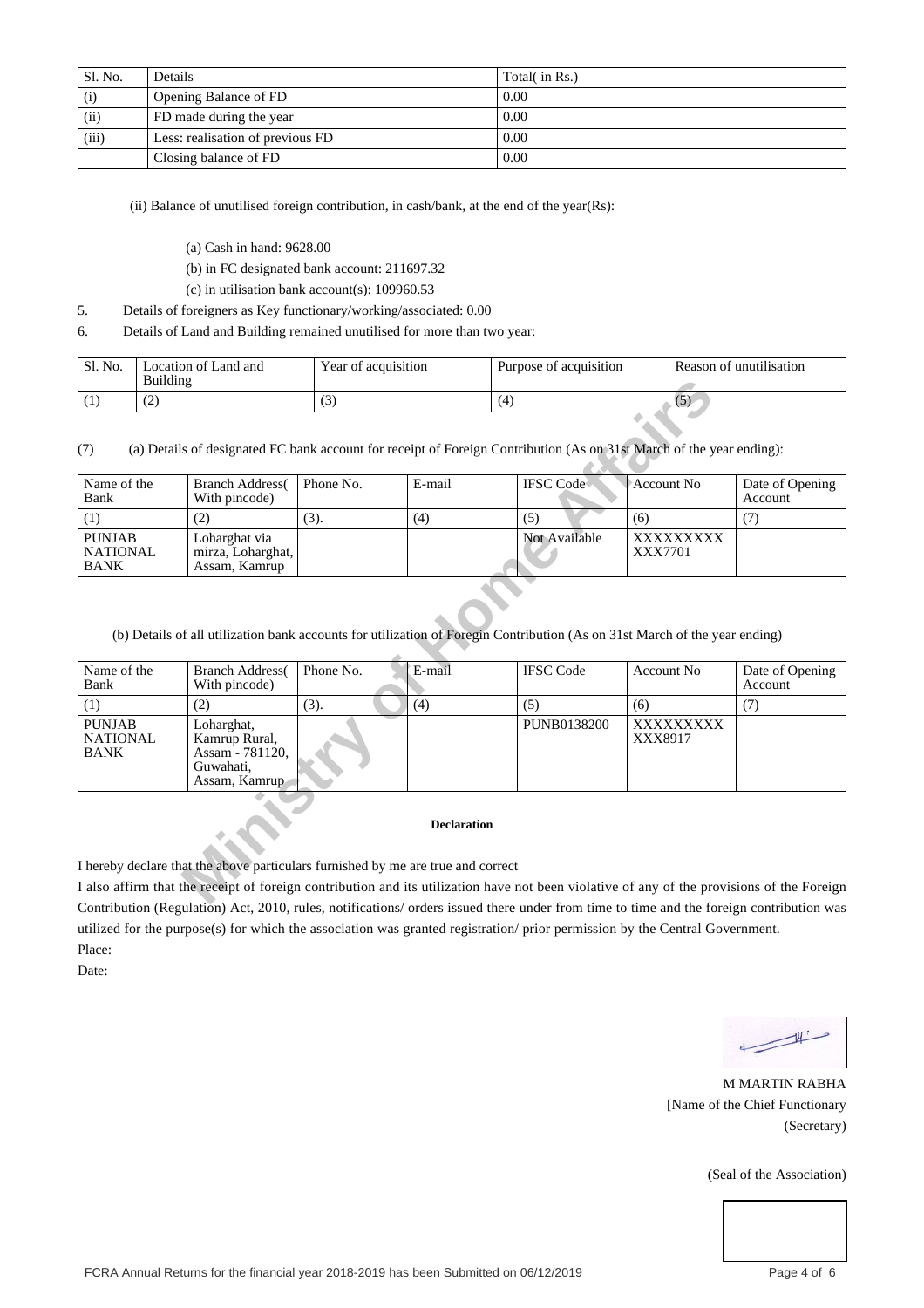| Sl. No. | Details | Total( in Rs.) |
|---|---|---|
| (i) | Opening Balance of FD | 0.00 |
| (ii) | FD made during the year | 0.00 |
| (iii) | Less: realisation of previous FD | 0.00 |
| | Closing balance of FD | 0.00 |

(ii) Balance of unutilised foreign contribution, in cash/bank, at the end of the year(Rs):

(a) Cash in hand: 9628.00

(b) in FC designated bank account: 211697.32

(c) in utilisation bank account(s): 109960.53

5. Details of foreigners as Key functionary/working/associated: 0.00

6. Details of Land and Building remained unutilised for more than two year:

| Sl. No. | Location of Land and Building | Year of acquisition | Purpose of acquisition | Reason of unutilisation |
|---|---|---|---|---|
| (1) | (2) | (3) | (4) | (5) |

(7) (a) Details of designated FC bank account for receipt of Foreign Contribution (As on 31st March of the year ending):

| Name of the Bank | Branch Address( With pincode) | Phone No. | E-mail | IFSC Code | Account No | Date of Opening Account |
|---|---|---|---|---|---|---|
| (1) | (2) | (3). | (4) | (5) | (6) | (7) |
| PUNJAB NATIONAL BANK | Loharghat via mirza, Loharghat, Assam, Kamrup | | | Not Available | XXXXXXXXX XXX7701 | |

(b) Details of all utilization bank accounts for utilization of Foregin Contribution (As on 31st March of the year ending)

| Name of the Bank | Branch Address( With pincode) | Phone No. | E-mail | IFSC Code | Account No | Date of Opening Account |
|---|---|---|---|---|---|---|
| (1) | (2) | (3). | (4) | (5) | (6) | (7) |
| PUNJAB NATIONAL BANK | Loharghat, Kamrup Rural, Assam - 781120, Guwahati, Assam, Kamrup | | | PUNB0138200 | XXXXXXXXX XXX8917 | |

**Declaration**

I hereby declare that the above particulars furnished by me are true and correct

I also affirm that the receipt of foreign contribution and its utilization have not been violative of any of the provisions of the Foreign Contribution (Regulation) Act, 2010, rules, notifications/ orders issued there under from time to time and the foreign contribution was utilized for the purpose(s) for which the association was granted registration/ prior permission by the Central Government.

Place:

Date:

M MARTIN RABHA
[Name of the Chief Functionary
(Secretary)

(Seal of the Association)

FCRA Annual Returns for the financial year 2018-2019 has been Submitted on 06/12/2019